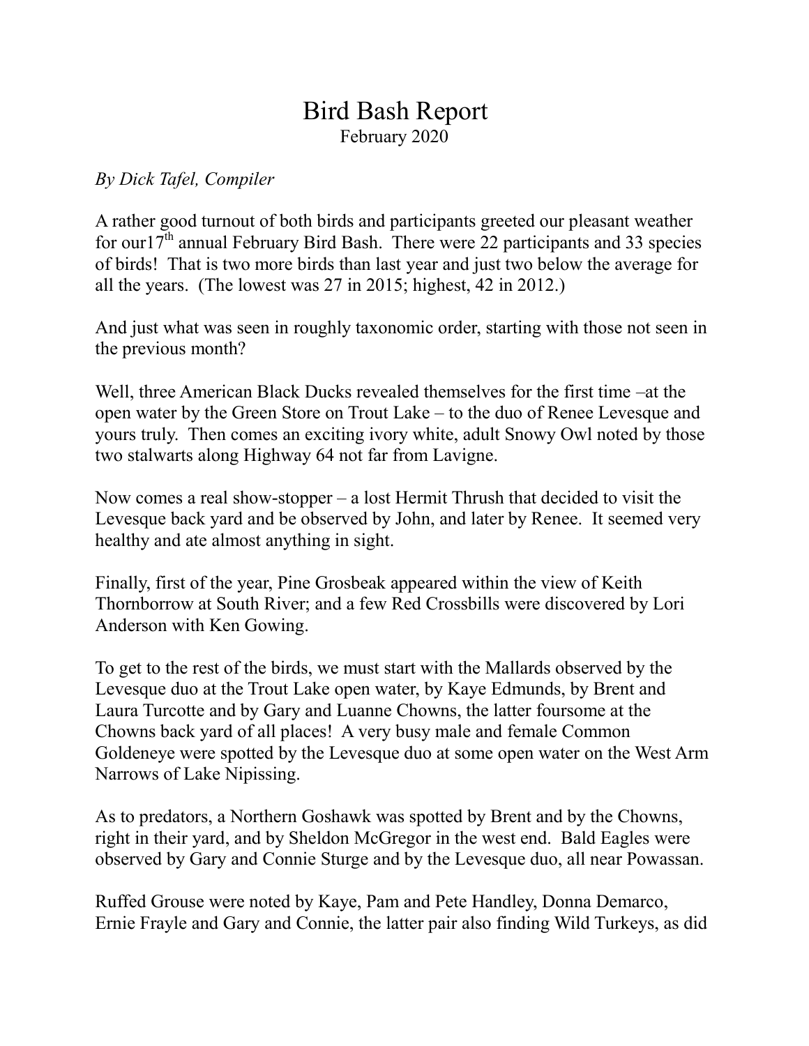# Bird Bash Report

February 2020

*By Dick Tafel, Compiler*

A rather good turnout of both birds and participants greeted our pleasant weather for our17th annual February Bird Bash. There were 22 participants and 33 species of birds! That is two more birds than last year and just two below the average for all the years. (The lowest was 27 in 2015; highest, 42 in 2012.)

And just what was seen in roughly taxonomic order, starting with those not seen in the previous month?

Well, three American Black Ducks revealed themselves for the first time –at the open water by the Green Store on Trout Lake – to the duo of Renee Levesque and yours truly. Then comes an exciting ivory white, adult Snowy Owl noted by those two stalwarts along Highway 64 not far from Lavigne.

Now comes a real show-stopper – a lost Hermit Thrush that decided to visit the Levesque back yard and be observed by John, and later by Renee. It seemed very healthy and ate almost anything in sight.

Finally, first of the year, Pine Grosbeak appeared within the view of Keith Thornborrow at South River; and a few Red Crossbills were discovered by Lori Anderson with Ken Gowing.

To get to the rest of the birds, we must start with the Mallards observed by the Levesque duo at the Trout Lake open water, by Kaye Edmunds, by Brent and Laura Turcotte and by Gary and Luanne Chowns, the latter foursome at the Chowns back yard of all places! A very busy male and female Common Goldeneye were spotted by the Levesque duo at some open water on the West Arm Narrows of Lake Nipissing.

As to predators, a Northern Goshawk was spotted by Brent and by the Chowns, right in their yard, and by Sheldon McGregor in the west end. Bald Eagles were observed by Gary and Connie Sturge and by the Levesque duo, all near Powassan.

Ruffed Grouse were noted by Kaye, Pam and Pete Handley, Donna Demarco, Ernie Frayle and Gary and Connie, the latter pair also finding Wild Turkeys, as did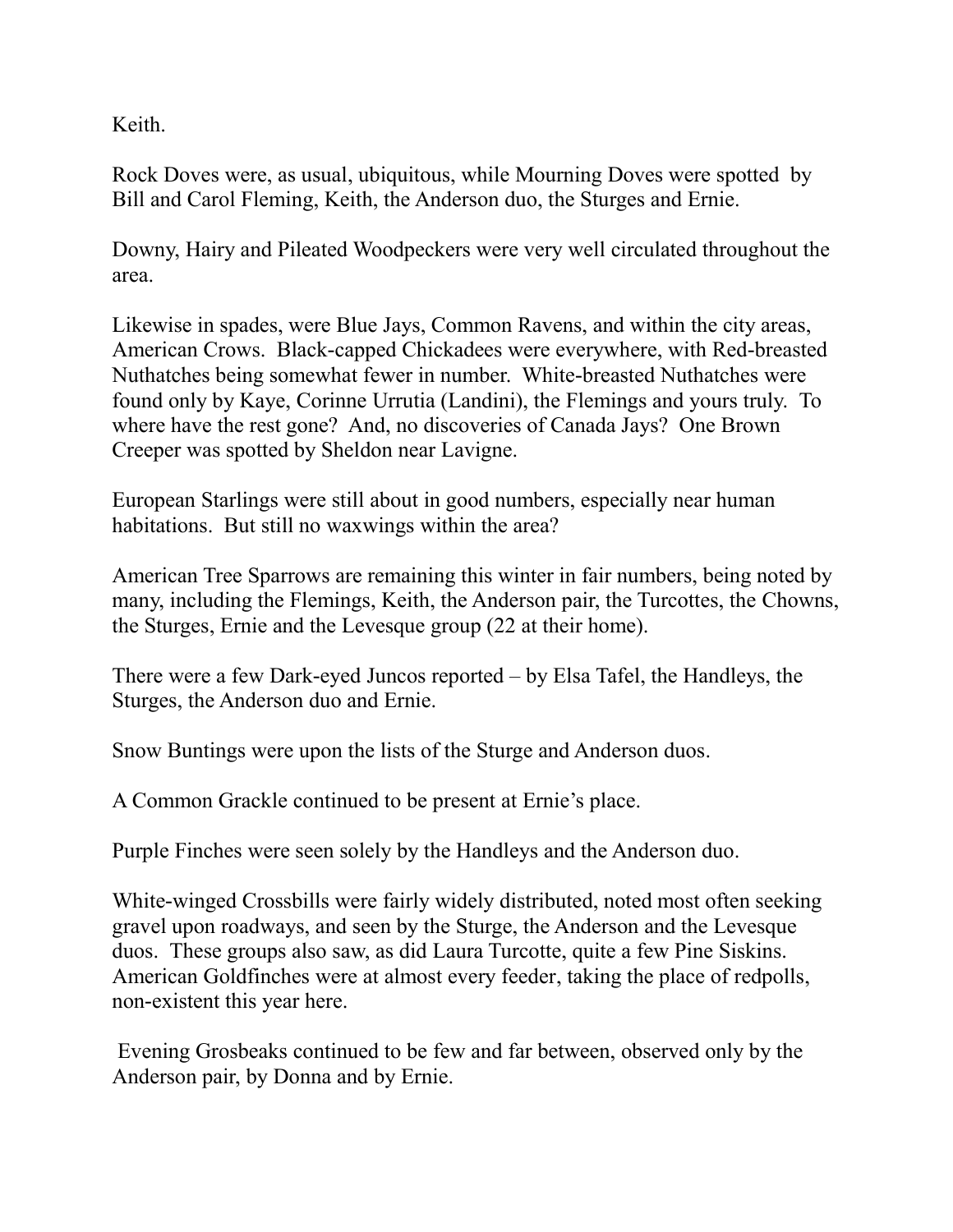Keith.

Rock Doves were, as usual, ubiquitous, while Mourning Doves were spotted by Bill and Carol Fleming, Keith, the Anderson duo, the Sturges and Ernie.

Downy, Hairy and Pileated Woodpeckers were very well circulated throughout the area.

Likewise in spades, were Blue Jays, Common Ravens, and within the city areas, American Crows. Black-capped Chickadees were everywhere, with Red-breasted Nuthatches being somewhat fewer in number. White-breasted Nuthatches were found only by Kaye, Corinne Urrutia (Landini), the Flemings and yours truly. To where have the rest gone? And, no discoveries of Canada Jays? One Brown Creeper was spotted by Sheldon near Lavigne.

European Starlings were still about in good numbers, especially near human habitations. But still no waxwings within the area?

American Tree Sparrows are remaining this winter in fair numbers, being noted by many, including the Flemings, Keith, the Anderson pair, the Turcottes, the Chowns, the Sturges, Ernie and the Levesque group (22 at their home).

There were a few Dark-eyed Juncos reported – by Elsa Tafel, the Handleys, the Sturges, the Anderson duo and Ernie.

Snow Buntings were upon the lists of the Sturge and Anderson duos.

A Common Grackle continued to be present at Ernie's place.

Purple Finches were seen solely by the Handleys and the Anderson duo.

White-winged Crossbills were fairly widely distributed, noted most often seeking gravel upon roadways, and seen by the Sturge, the Anderson and the Levesque duos. These groups also saw, as did Laura Turcotte, quite a few Pine Siskins. American Goldfinches were at almost every feeder, taking the place of redpolls, non-existent this year here.

Evening Grosbeaks continued to be few and far between, observed only by the Anderson pair, by Donna and by Ernie.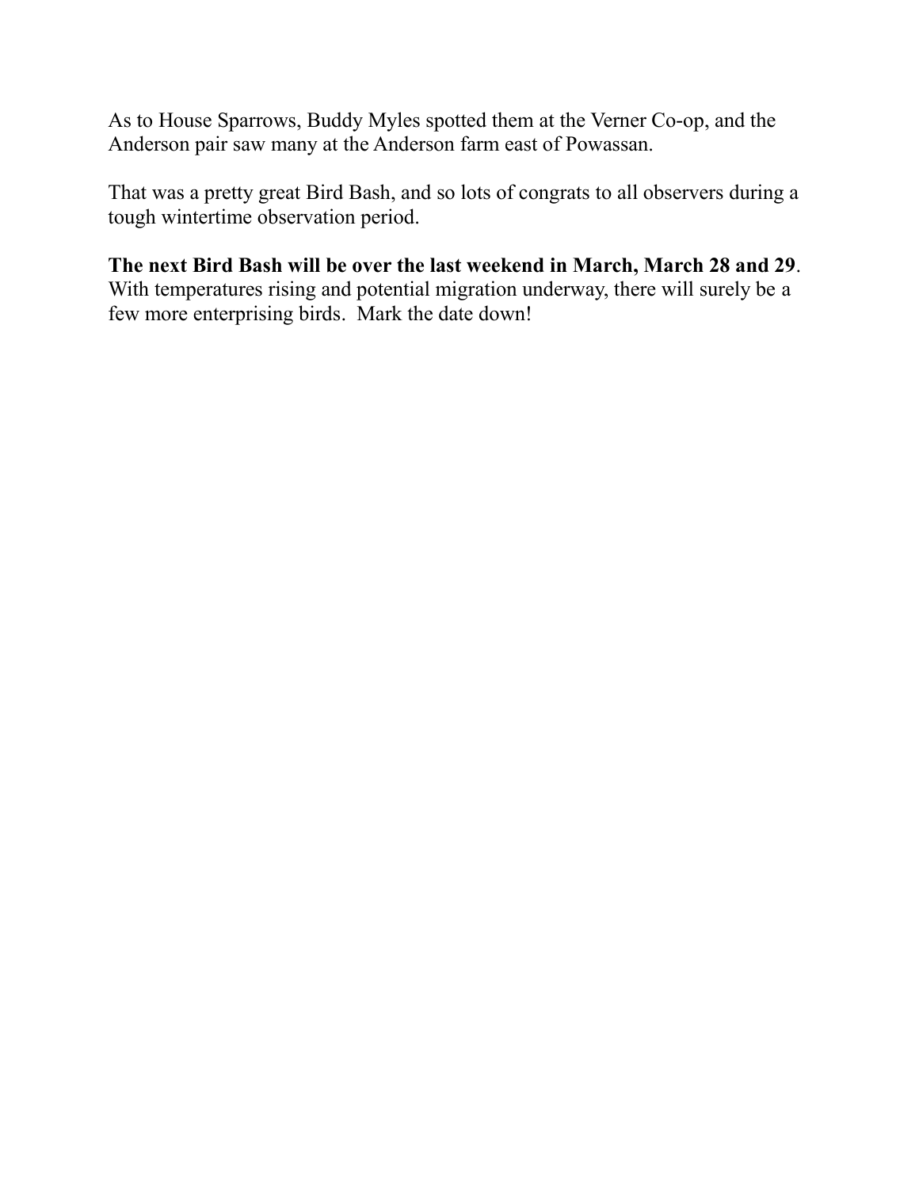As to House Sparrows, Buddy Myles spotted them at the Verner Co-op, and the Anderson pair saw many at the Anderson farm east of Powassan.

That was a pretty great Bird Bash, and so lots of congrats to all observers during a tough wintertime observation period.

**The next Bird Bash will be over the last weekend in March, March 28 and 29**. With temperatures rising and potential migration underway, there will surely be a few more enterprising birds. Mark the date down!